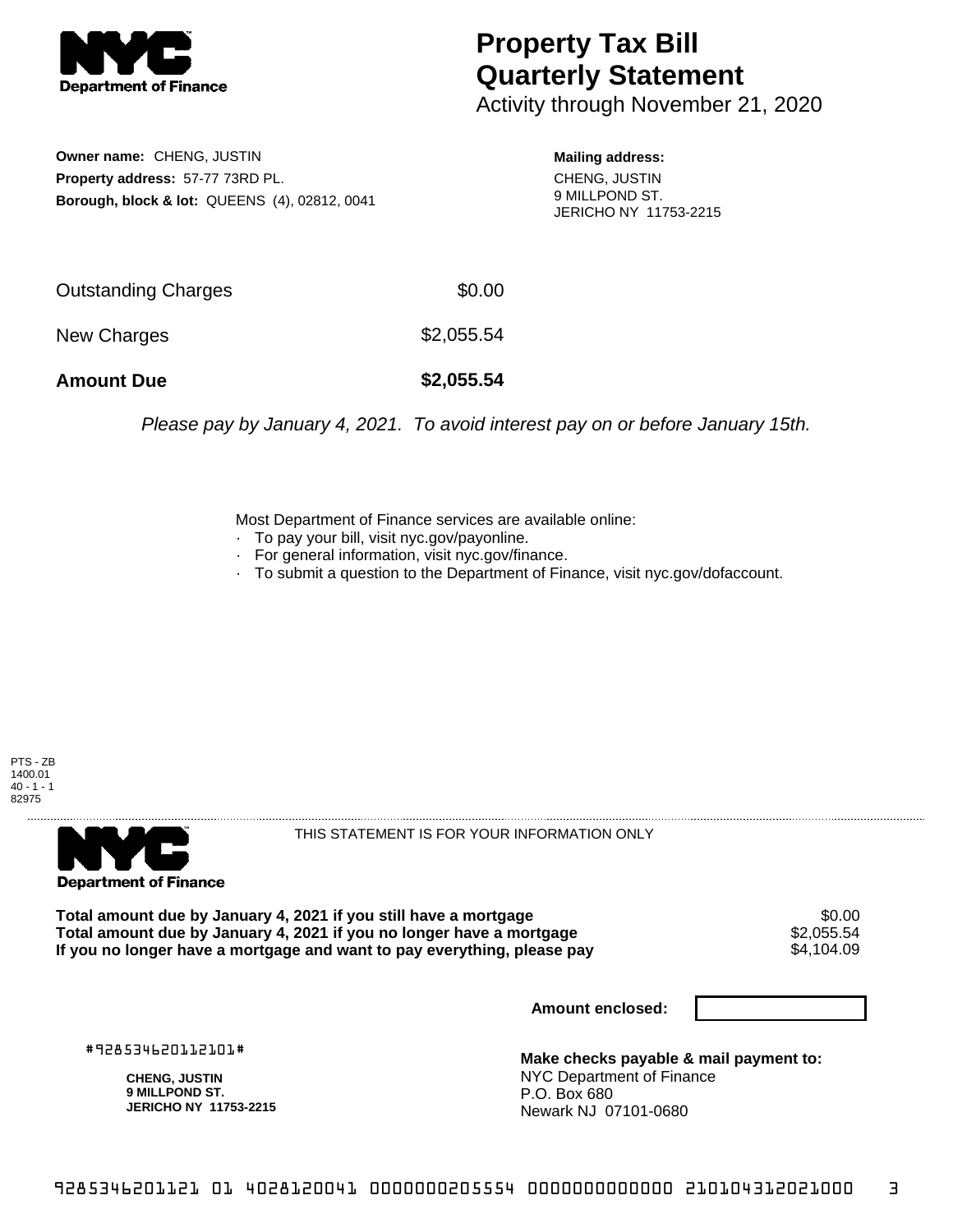**Department of Finance**

# Property Tax Bill Quarterly Statement

Activity through November 21, 2020

**Owner name:** CHENG, JUSTIN
**Property address:** 57-77 73RD PL.
**Borough, block & lot:** QUEENS (4), 02812, 0041

**Mailing address:**
CHENG, JUSTIN
9 MILLPOND ST.
JERICHO NY 11753-2215

| | |
|---|---|
| Outstanding Charges | $0.00 |
| New Charges | $2,055.54 |
| **Amount Due** | **$2,055.54** |

*Please pay by January 4, 2021. To avoid interest pay on or before January 15th.*

Most Department of Finance services are available online:
- To pay your bill, visit nyc.gov/payonline.
- For general information, visit nyc.gov/finance.
- To submit a question to the Department of Finance, visit nyc.gov/dofaccount.

PTS - ZB
1400.01
40 - 1 - 1
82975

**Department of Finance**

THIS STATEMENT IS FOR YOUR INFORMATION ONLY

| | |
|---|---|
| **Total amount due by January 4, 2021 if you still have a mortgage** | $0.00 |
| **Total amount due by January 4, 2021 if you no longer have a mortgage** | $2,055.54 |
| **If you no longer have a mortgage and want to pay everything, please pay** | $4,104.09 |

**Amount enclosed:**

#928534620112101#

**CHENG, JUSTIN**
**9 MILLPOND ST.**
**JERICHO NY 11753-2215**

**Make checks payable & mail payment to:**
NYC Department of Finance
P.O. Box 680
Newark NJ 07101-0680

928534620112101 01 4028120041 0000000205554 0000000000000 210104312021000 3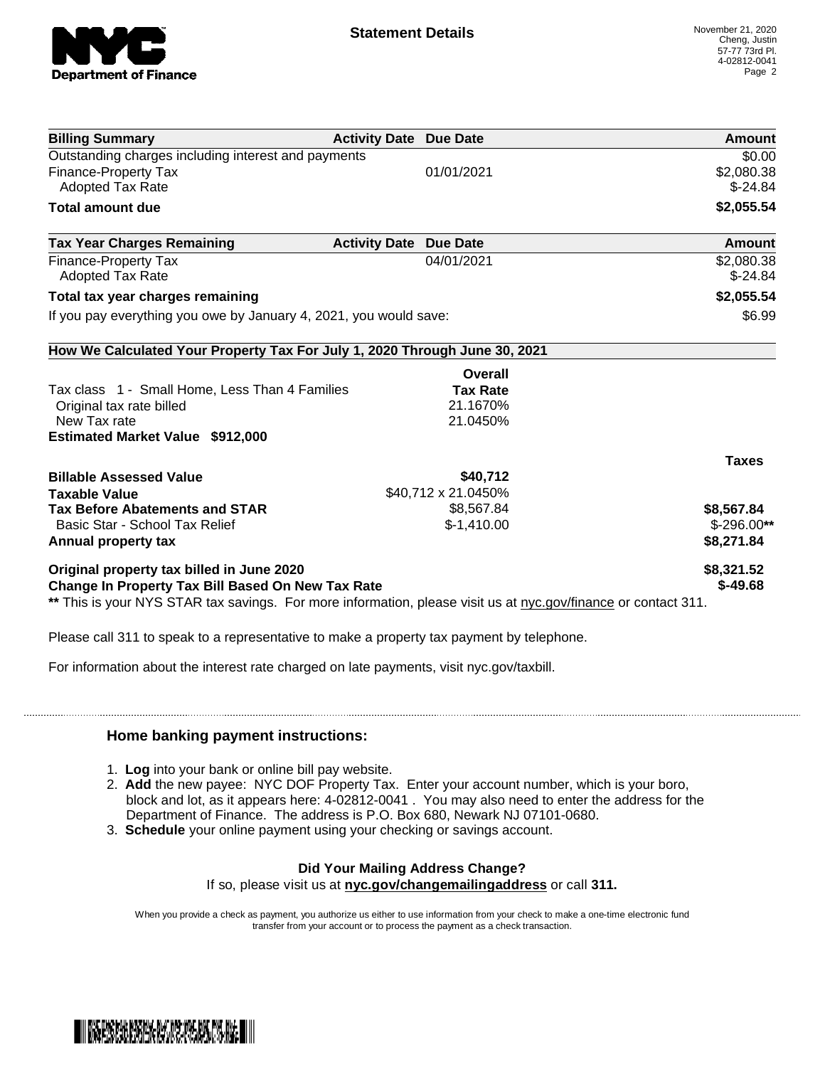## Statement Details

November 21, 2020
Cheng, Justin
57-77 73rd Pl.
4-02812-0041

| Billing Summary | Activity Date | Due Date | Amount |
|---|---|---|---|
| Outstanding charges including interest and payments | | | $0.00 |
| Finance-Property Tax | | 01/01/2021 | $2,080.38 |
| Adopted Tax Rate | | | $-24.84 |
| **Total amount due** | | | **$2,055.54** |

| Tax Year Charges Remaining | Activity Date | Due Date | Amount |
|---|---|---|---|
| Finance-Property Tax | | 04/01/2021 | $2,080.38 |
| Adopted Tax Rate | | | $-24.84 |
| **Total tax year charges remaining** | | | **$2,055.54** |
| If you pay everything you owe by January 4, 2021, you would save: | | | $6.99 |

### How We Calculated Your Property Tax For July 1, 2020 Through June 30, 2021

| | Overall Tax Rate | |
|---|---|---|
| Tax class 1 - Small Home, Less Than 4 Families | | |
| Original tax rate billed | 21.1670% | |
| New Tax rate | 21.0450% | |
| **Estimated Market Value $912,000** | | |

| | | Taxes |
|---|---|---|
| **Billable Assessed Value** | **$40,712** | |
| **Taxable Value** | $40,712 x 21.0450% | |
| **Tax Before Abatements and STAR** | $8,567.84 | **$8,567.84** |
| Basic Star - School Tax Relief | $-1,410.00 | $-296.00** |
| **Annual property tax** | | **$8,271.84** |
| **Original property tax billed in June 2020** | | **$8,321.52** |
| **Change In Property Tax Bill Based On New Tax Rate** | | **$-49.68** |

** This is your NYS STAR tax savings. For more information, please visit us at nyc.gov/finance or contact 311.

Please call 311 to speak to a representative to make a property tax payment by telephone.

For information about the interest rate charged on late payments, visit nyc.gov/taxbill.

### Home banking payment instructions:

1. **Log** into your bank or online bill pay website.
2. **Add** the new payee: NYC DOF Property Tax. Enter your account number, which is your boro, block and lot, as it appears here: 4-02812-0041 . You may also need to enter the address for the Department of Finance. The address is P.O. Box 680, Newark NJ 07101-0680.
3. **Schedule** your online payment using your checking or savings account.

**Did Your Mailing Address Change?**
If so, please visit us at **nyc.gov/changemailingaddress** or call **311.**

When you provide a check as payment, you authorize us either to use information from your check to make a one-time electronic fund transfer from your account or to process the payment as a check transaction.